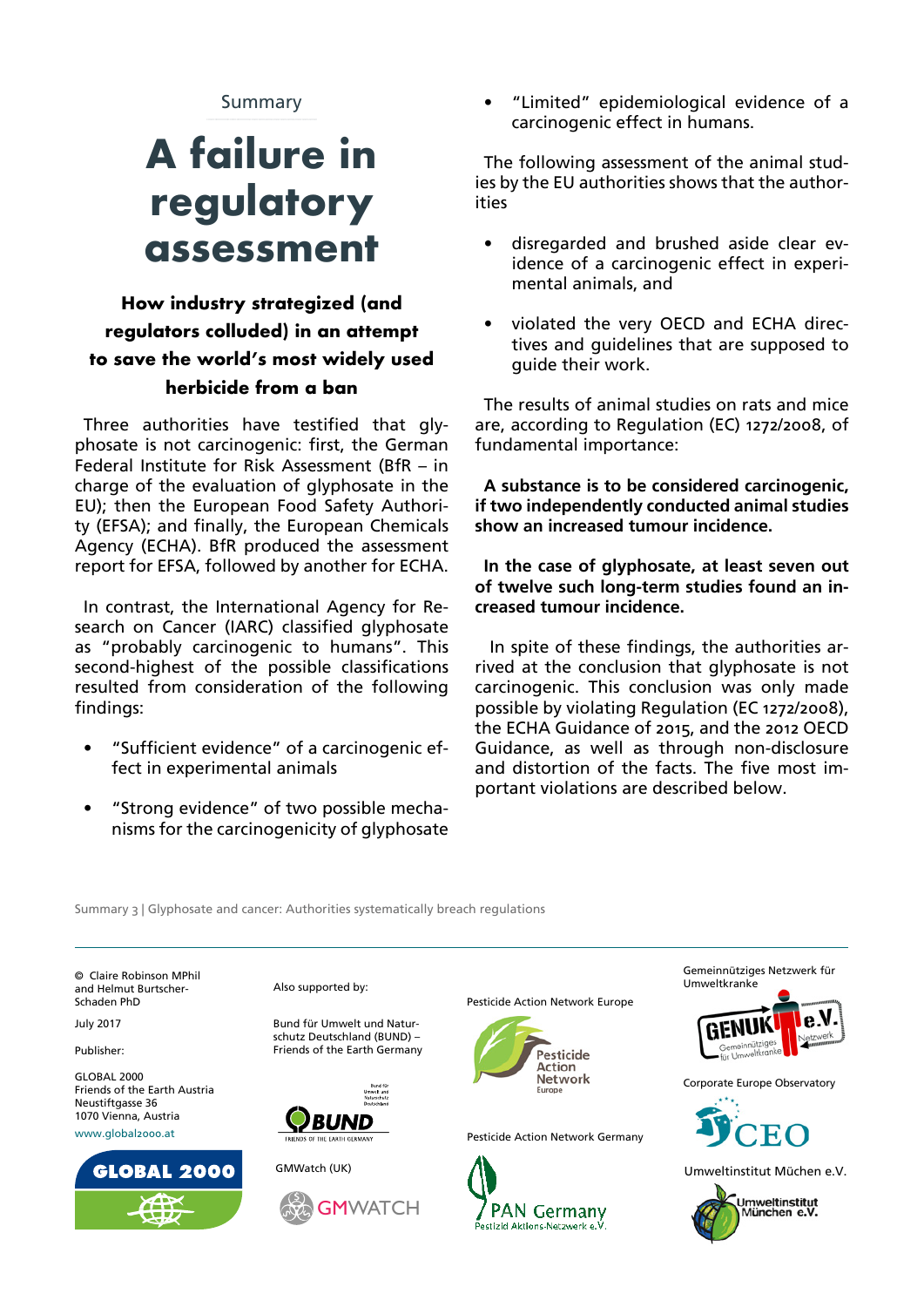Summary

# A failure in regulatory assessment

## How industry strategized (and regulators colluded) in an attempt to save the world's most widely used herbicide from a ban

Three authorities have testified that glyphosate is not carcinogenic: first, the German Federal Institute for Risk Assessment (BfR – in charge of the evaluation of glyphosate in the EU); then the European Food Safety Authority (EFSA); and finally, the European Chemicals Agency (ECHA). BfR produced the assessment report for EFSA, followed by another for ECHA.

In contrast, the International Agency for Research on Cancer (IARC) classified glyphosate as "probably carcinogenic to humans". This second-highest of the possible classifications resulted from consideration of the following findings:

- "Sufficient evidence" of a carcinogenic effect in experimental animals
- "Strong evidence" of two possible mechanisms for the carcinogenicity of glyphosate
- "Limited" epidemiological evidence of a carcinogenic effect in humans.

The following assessment of the animal studies by the EU authorities shows that the authorities

- disregarded and brushed aside clear evidence of a carcinogenic effect in experimental animals, and
- violated the very OECD and ECHA directives and guidelines that are supposed to guide their work.

The results of animal studies on rats and mice are, according to Regulation (EC) 1272/2008, of fundamental importance:

**A substance is to be considered carcinogenic, if two independently conducted animal studies show an increased tumour incidence.**

**In the case of glyphosate, at least seven out of twelve such long-term studies found an increased tumour incidence.**

In spite of these findings, the authorities arrived at the conclusion that glyphosate is not carcinogenic. This conclusion was only made possible by violating Regulation (EC 1272/2008), the ECHA Guidance of 2015, and the 2012 OECD Guidance, as well as through non-disclosure and distortion of the facts. The five most important violations are described below.

Summary 3 | Glyphosate and cancer: Authorities systematically breach regulations

---

© Claire Robinson MPhil and Helmut Burtscher-Schaden PhD

July 2017

Publisher:

GLOBAL 2000
Friends of the Earth Austria
Neustiftgasse 36
1070 Vienna, Austria
www.global2000.at

Also supported by:

Bund für Umwelt und Naturschutz Deutschland (BUND) – Friends of the Earth Germany

GMWatch (UK)

Pesticide Action Network Europe

Pesticide Action Network Germany

Gemeinnütziges Netzwerk für Umweltkranke

Corporate Europe Observatory

Umweltinstitut Mūchen e.V.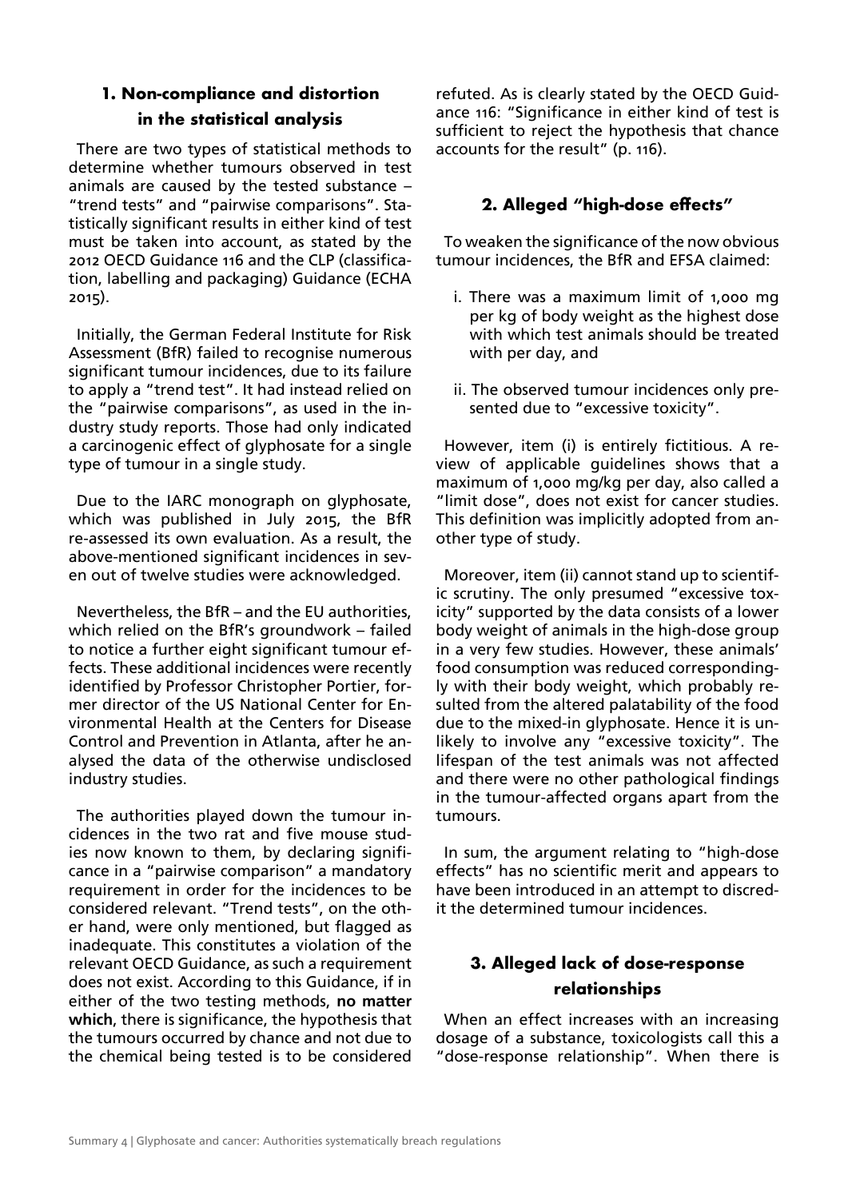## 1. Non-compliance and distortion in the statistical analysis

There are two types of statistical methods to determine whether tumours observed in test animals are caused by the tested substance – "trend tests" and "pairwise comparisons". Statistically significant results in either kind of test must be taken into account, as stated by the 2012 OECD Guidance 116 and the CLP (classification, labelling and packaging) Guidance (ECHA 2015).

Initially, the German Federal Institute for Risk Assessment (BfR) failed to recognise numerous significant tumour incidences, due to its failure to apply a "trend test". It had instead relied on the "pairwise comparisons", as used in the industry study reports. Those had only indicated a carcinogenic effect of glyphosate for a single type of tumour in a single study.

Due to the IARC monograph on glyphosate, which was published in July 2015, the BfR re-assessed its own evaluation. As a result, the above-mentioned significant incidences in seven out of twelve studies were acknowledged.

Nevertheless, the BfR – and the EU authorities, which relied on the BfR's groundwork – failed to notice a further eight significant tumour effects. These additional incidences were recently identified by Professor Christopher Portier, former director of the US National Center for Environmental Health at the Centers for Disease Control and Prevention in Atlanta, after he analysed the data of the otherwise undisclosed industry studies.

The authorities played down the tumour incidences in the two rat and five mouse studies now known to them, by declaring significance in a "pairwise comparison" a mandatory requirement in order for the incidences to be considered relevant. "Trend tests", on the other hand, were only mentioned, but flagged as inadequate. This constitutes a violation of the relevant OECD Guidance, as such a requirement does not exist. According to this Guidance, if in either of the two testing methods, **no matter which**, there is significance, the hypothesis that the tumours occurred by chance and not due to the chemical being tested is to be considered refuted. As is clearly stated by the OECD Guidance 116: "Significance in either kind of test is sufficient to reject the hypothesis that chance accounts for the result" (p. 116).

## 2. Alleged "high-dose effects"

To weaken the significance of the now obvious tumour incidences, the BfR and EFSA claimed:

i. There was a maximum limit of 1,000 mg per kg of body weight as the highest dose with which test animals should be treated with per day, and

ii. The observed tumour incidences only presented due to "excessive toxicity".

However, item (i) is entirely fictitious. A review of applicable guidelines shows that a maximum of 1,000 mg/kg per day, also called a "limit dose", does not exist for cancer studies. This definition was implicitly adopted from another type of study.

Moreover, item (ii) cannot stand up to scientific scrutiny. The only presumed "excessive toxicity" supported by the data consists of a lower body weight of animals in the high-dose group in a very few studies. However, these animals' food consumption was reduced correspondingly with their body weight, which probably resulted from the altered palatability of the food due to the mixed-in glyphosate. Hence it is unlikely to involve any "excessive toxicity". The lifespan of the test animals was not affected and there were no other pathological findings in the tumour-affected organs apart from the tumours.

In sum, the argument relating to "high-dose effects" has no scientific merit and appears to have been introduced in an attempt to discredit the determined tumour incidences.

## 3. Alleged lack of dose-response relationships

When an effect increases with an increasing dosage of a substance, toxicologists call this a "dose-response relationship". When there is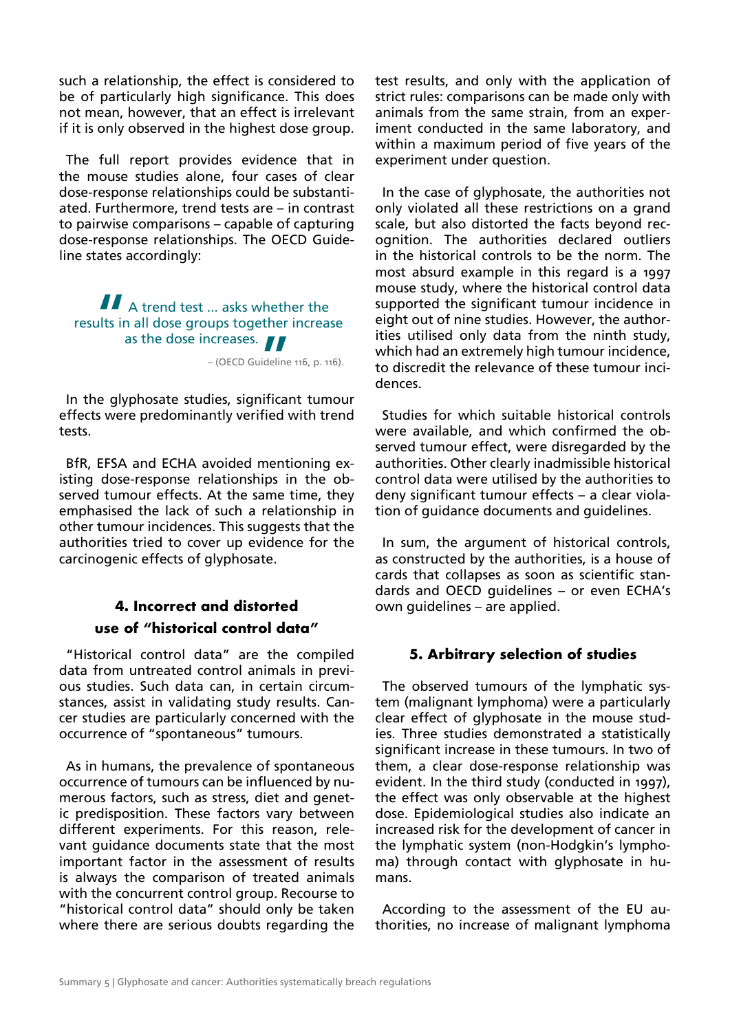such a relationship, the effect is considered to be of particularly high significance. This does not mean, however, that an effect is irrelevant if it is only observed in the highest dose group.

The full report provides evidence that in the mouse studies alone, four cases of clear dose-response relationships could be substantiated. Furthermore, trend tests are – in contrast to pairwise comparisons – capable of capturing dose-response relationships. The OECD Guideline states accordingly:

> A trend test ... asks whether the results in all dose groups together increase as the dose increases.
>
> – (OECD Guideline 116, p. 116).

In the glyphosate studies, significant tumour effects were predominantly verified with trend tests.

BfR, EFSA and ECHA avoided mentioning existing dose-response relationships in the observed tumour effects. At the same time, they emphasised the lack of such a relationship in other tumour incidences. This suggests that the authorities tried to cover up evidence for the carcinogenic effects of glyphosate.

## 4. Incorrect and distorted use of "historical control data"

"Historical control data" are the compiled data from untreated control animals in previous studies. Such data can, in certain circumstances, assist in validating study results. Cancer studies are particularly concerned with the occurrence of "spontaneous" tumours.

As in humans, the prevalence of spontaneous occurrence of tumours can be influenced by numerous factors, such as stress, diet and genetic predisposition. These factors vary between different experiments. For this reason, relevant guidance documents state that the most important factor in the assessment of results is always the comparison of treated animals with the concurrent control group. Recourse to "historical control data" should only be taken where there are serious doubts regarding the test results, and only with the application of strict rules: comparisons can be made only with animals from the same strain, from an experiment conducted in the same laboratory, and within a maximum period of five years of the experiment under question.

In the case of glyphosate, the authorities not only violated all these restrictions on a grand scale, but also distorted the facts beyond recognition. The authorities declared outliers in the historical controls to be the norm. The most absurd example in this regard is a 1997 mouse study, where the historical control data supported the significant tumour incidence in eight out of nine studies. However, the authorities utilised only data from the ninth study, which had an extremely high tumour incidence, to discredit the relevance of these tumour incidences.

Studies for which suitable historical controls were available, and which confirmed the observed tumour effect, were disregarded by the authorities. Other clearly inadmissible historical control data were utilised by the authorities to deny significant tumour effects – a clear violation of guidance documents and guidelines.

In sum, the argument of historical controls, as constructed by the authorities, is a house of cards that collapses as soon as scientific standards and OECD guidelines – or even ECHA's own guidelines – are applied.

## 5. Arbitrary selection of studies

The observed tumours of the lymphatic system (malignant lymphoma) were a particularly clear effect of glyphosate in the mouse studies. Three studies demonstrated a statistically significant increase in these tumours. In two of them, a clear dose-response relationship was evident. In the third study (conducted in 1997), the effect was only observable at the highest dose. Epidemiological studies also indicate an increased risk for the development of cancer in the lymphatic system (non-Hodgkin's lymphoma) through contact with glyphosate in humans.

According to the assessment of the EU authorities, no increase of malignant lymphoma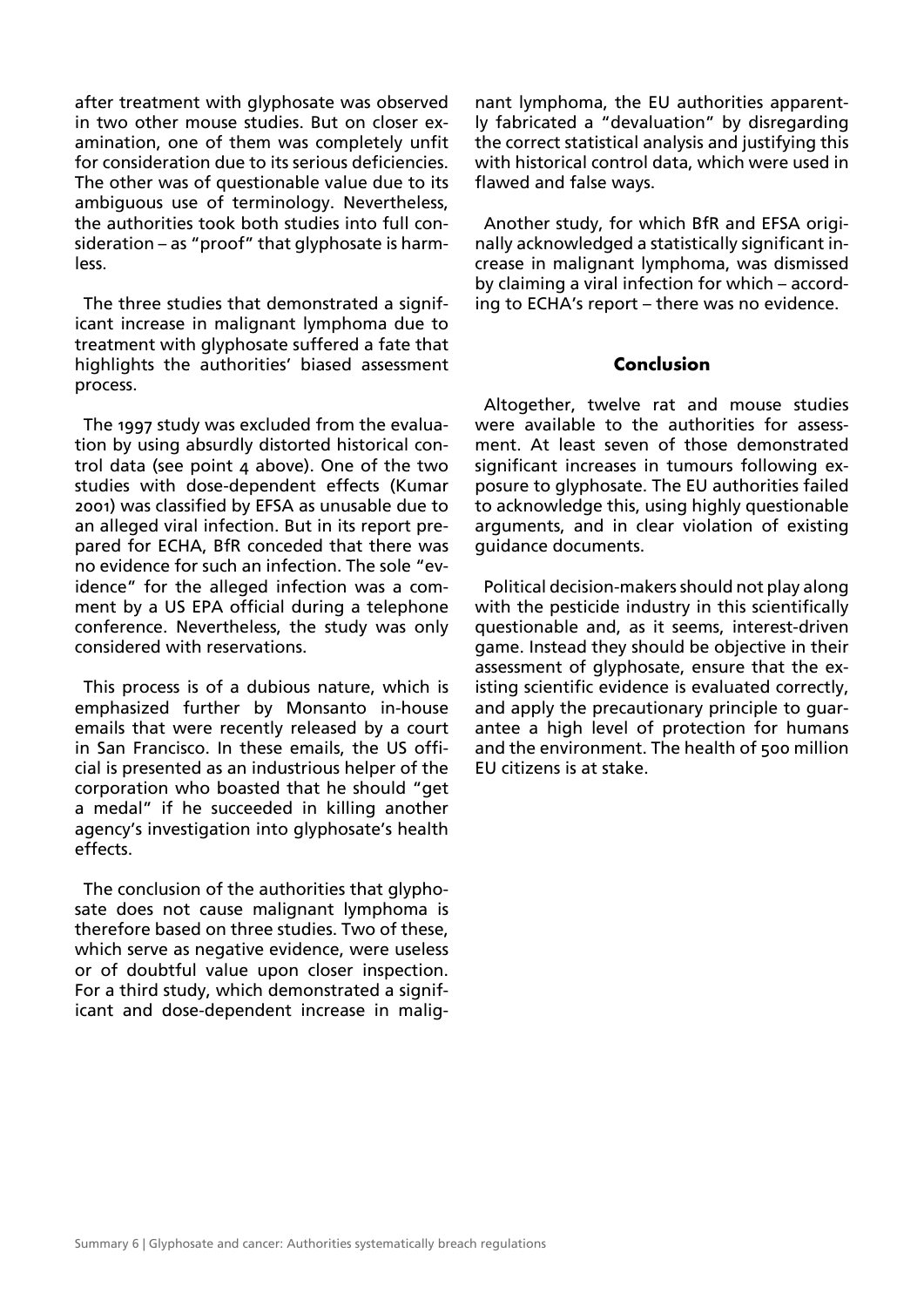after treatment with glyphosate was observed in two other mouse studies. But on closer examination, one of them was completely unfit for consideration due to its serious deficiencies. The other was of questionable value due to its ambiguous use of terminology. Nevertheless, the authorities took both studies into full consideration – as "proof" that glyphosate is harmless.

The three studies that demonstrated a significant increase in malignant lymphoma due to treatment with glyphosate suffered a fate that highlights the authorities' biased assessment process.

The 1997 study was excluded from the evaluation by using absurdly distorted historical control data (see point 4 above). One of the two studies with dose-dependent effects (Kumar 2001) was classified by EFSA as unusable due to an alleged viral infection. But in its report prepared for ECHA, BfR conceded that there was no evidence for such an infection. The sole "evidence" for the alleged infection was a comment by a US EPA official during a telephone conference. Nevertheless, the study was only considered with reservations.

This process is of a dubious nature, which is emphasized further by Monsanto in-house emails that were recently released by a court in San Francisco. In these emails, the US official is presented as an industrious helper of the corporation who boasted that he should "get a medal" if he succeeded in killing another agency's investigation into glyphosate's health effects.

The conclusion of the authorities that glyphosate does not cause malignant lymphoma is therefore based on three studies. Two of these, which serve as negative evidence, were useless or of doubtful value upon closer inspection. For a third study, which demonstrated a significant and dose-dependent increase in malignant lymphoma, the EU authorities apparently fabricated a "devaluation" by disregarding the correct statistical analysis and justifying this with historical control data, which were used in flawed and false ways.

Another study, for which BfR and EFSA originally acknowledged a statistically significant increase in malignant lymphoma, was dismissed by claiming a viral infection for which – according to ECHA's report – there was no evidence.

## Conclusion

Altogether, twelve rat and mouse studies were available to the authorities for assessment. At least seven of those demonstrated significant increases in tumours following exposure to glyphosate. The EU authorities failed to acknowledge this, using highly questionable arguments, and in clear violation of existing guidance documents.

Political decision-makers should not play along with the pesticide industry in this scientifically questionable and, as it seems, interest-driven game. Instead they should be objective in their assessment of glyphosate, ensure that the existing scientific evidence is evaluated correctly, and apply the precautionary principle to guarantee a high level of protection for humans and the environment. The health of 500 million EU citizens is at stake.